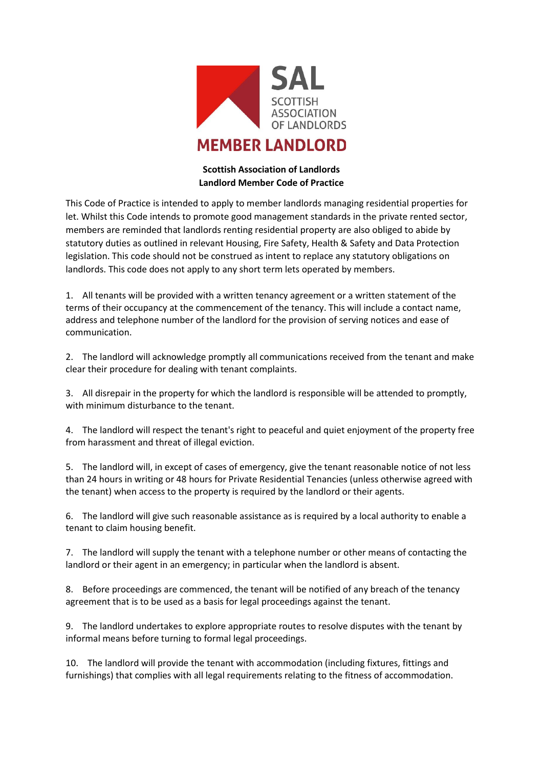**SAL**
SCOTTISH ASSOCIATION OF LANDLORDS

**MEMBER LANDLORD**

**Scottish Association of Landlords**
**Landlord Member Code of Practice**

This Code of Practice is intended to apply to member landlords managing residential properties for let. Whilst this Code intends to promote good management standards in the private rented sector, members are reminded that landlords renting residential property are also obliged to abide by statutory duties as outlined in relevant Housing, Fire Safety, Health & Safety and Data Protection legislation. This code should not be construed as intent to replace any statutory obligations on landlords. This code does not apply to any short term lets operated by members.

1. All tenants will be provided with a written tenancy agreement or a written statement of the terms of their occupancy at the commencement of the tenancy. This will include a contact name, address and telephone number of the landlord for the provision of serving notices and ease of communication.

2. The landlord will acknowledge promptly all communications received from the tenant and make clear their procedure for dealing with tenant complaints.

3. All disrepair in the property for which the landlord is responsible will be attended to promptly, with minimum disturbance to the tenant.

4. The landlord will respect the tenant's right to peaceful and quiet enjoyment of the property free from harassment and threat of illegal eviction.

5. The landlord will, in except of cases of emergency, give the tenant reasonable notice of not less than 24 hours in writing or 48 hours for Private Residential Tenancies (unless otherwise agreed with the tenant) when access to the property is required by the landlord or their agents.

6. The landlord will give such reasonable assistance as is required by a local authority to enable a tenant to claim housing benefit.

7. The landlord will supply the tenant with a telephone number or other means of contacting the landlord or their agent in an emergency; in particular when the landlord is absent.

8. Before proceedings are commenced, the tenant will be notified of any breach of the tenancy agreement that is to be used as a basis for legal proceedings against the tenant.

9. The landlord undertakes to explore appropriate routes to resolve disputes with the tenant by informal means before turning to formal legal proceedings.

10. The landlord will provide the tenant with accommodation (including fixtures, fittings and furnishings) that complies with all legal requirements relating to the fitness of accommodation.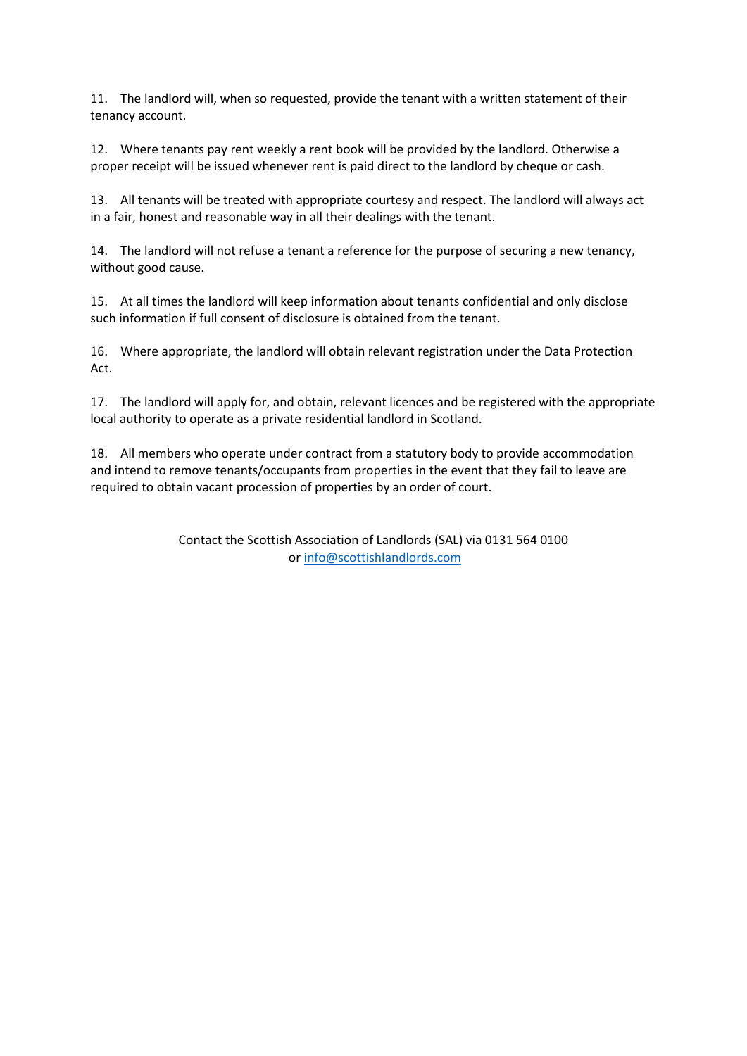11. The landlord will, when so requested, provide the tenant with a written statement of their tenancy account.

12. Where tenants pay rent weekly a rent book will be provided by the landlord. Otherwise a proper receipt will be issued whenever rent is paid direct to the landlord by cheque or cash.

13. All tenants will be treated with appropriate courtesy and respect. The landlord will always act in a fair, honest and reasonable way in all their dealings with the tenant.

14. The landlord will not refuse a tenant a reference for the purpose of securing a new tenancy, without good cause.

15. At all times the landlord will keep information about tenants confidential and only disclose such information if full consent of disclosure is obtained from the tenant.

16. Where appropriate, the landlord will obtain relevant registration under the Data Protection Act.

17. The landlord will apply for, and obtain, relevant licences and be registered with the appropriate local authority to operate as a private residential landlord in Scotland.

18. All members who operate under contract from a statutory body to provide accommodation and intend to remove tenants/occupants from properties in the event that they fail to leave are required to obtain vacant procession of properties by an order of court.

Contact the Scottish Association of Landlords (SAL) via 0131 564 0100
or info@scottishlandlords.com